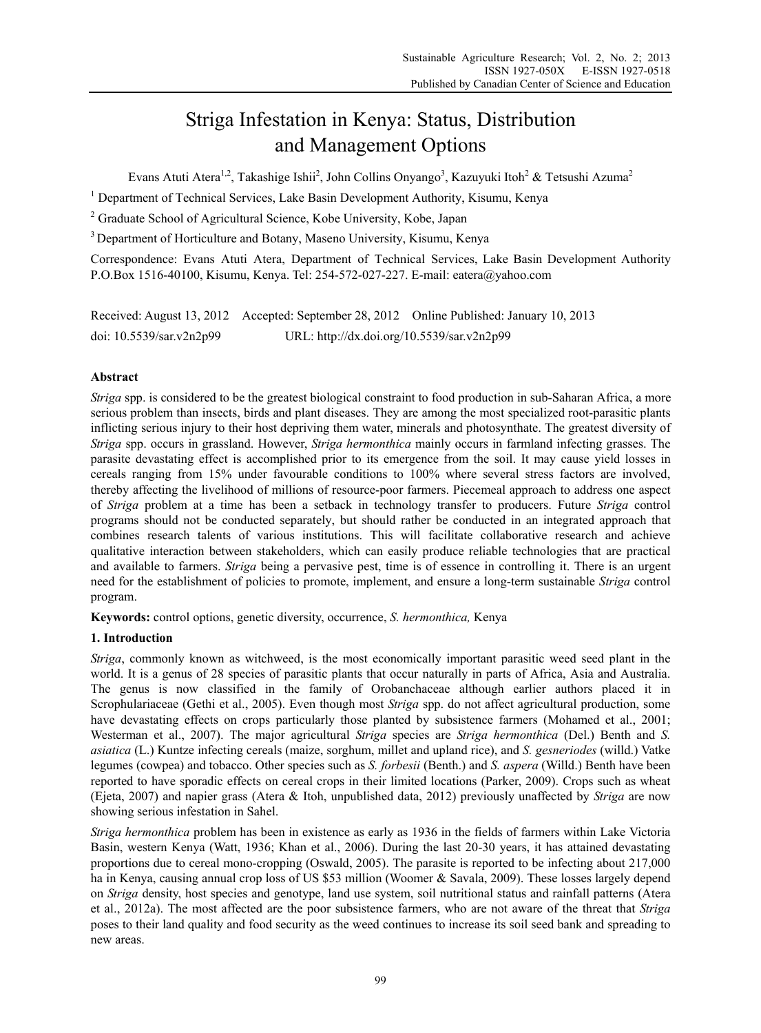# Striga Infestation in Kenya: Status, Distribution and Management Options

Evans Atuti Atera[1,2], Takashige Ishii[2], John Collins Onyango[3], Kazuyuki Itoh[2] & Tetsushi Azuma[2]

[1] Department of Technical Services, Lake Basin Development Authority, Kisumu, Kenya

[2] Graduate School of Agricultural Science, Kobe University, Kobe, Japan

[3] Department of Horticulture and Botany, Maseno University, Kisumu, Kenya

Correspondence: Evans Atuti Atera, Department of Technical Services, Lake Basin Development Authority P.O.Box 1516-40100, Kisumu, Kenya. Tel: 254-572-027-227. E-mail: eatera@yahoo.com

Received: August 13, 2012 Accepted: September 28, 2012 Online Published: January 10, 2013

doi: 10.5539/sar.v2n2p99 URL: http://dx.doi.org/10.5539/sar.v2n2p99

## Abstract

*Striga* spp. is considered to be the greatest biological constraint to food production in sub-Saharan Africa, a more serious problem than insects, birds and plant diseases. They are among the most specialized root-parasitic plants inflicting serious injury to their host depriving them water, minerals and photosynthate. The greatest diversity of *Striga* spp. occurs in grassland. However, *Striga hermonthica* mainly occurs in farmland infecting grasses. The parasite devastating effect is accomplished prior to its emergence from the soil. It may cause yield losses in cereals ranging from 15% under favourable conditions to 100% where several stress factors are involved, thereby affecting the livelihood of millions of resource-poor farmers. Piecemeal approach to address one aspect of *Striga* problem at a time has been a setback in technology transfer to producers. Future *Striga* control programs should not be conducted separately, but should rather be conducted in an integrated approach that combines research talents of various institutions. This will facilitate collaborative research and achieve qualitative interaction between stakeholders, which can easily produce reliable technologies that are practical and available to farmers. *Striga* being a pervasive pest, time is of essence in controlling it. There is an urgent need for the establishment of policies to promote, implement, and ensure a long-term sustainable *Striga* control program.

**Keywords:** control options, genetic diversity, occurrence, *S. hermonthica,* Kenya

## 1. Introduction

*Striga*, commonly known as witchweed, is the most economically important parasitic weed seed plant in the world. It is a genus of 28 species of parasitic plants that occur naturally in parts of Africa, Asia and Australia. The genus is now classified in the family of Orobanchaceae although earlier authors placed it in Scrophulariaceae (Gethi et al., 2005). Even though most *Striga* spp. do not affect agricultural production, some have devastating effects on crops particularly those planted by subsistence farmers (Mohamed et al., 2001; Westerman et al., 2007). The major agricultural *Striga* species are *Striga hermonthica* (Del.) Benth and *S. asiatica* (L.) Kuntze infecting cereals (maize, sorghum, millet and upland rice), and *S. gesneriodes* (willd.) Vatke legumes (cowpea) and tobacco. Other species such as *S. forbesii* (Benth.) and *S. aspera* (Willd.) Benth have been reported to have sporadic effects on cereal crops in their limited locations (Parker, 2009). Crops such as wheat (Ejeta, 2007) and napier grass (Atera & Itoh, unpublished data, 2012) previously unaffected by *Striga* are now showing serious infestation in Sahel.

*Striga hermonthica* problem has been in existence as early as 1936 in the fields of farmers within Lake Victoria Basin, western Kenya (Watt, 1936; Khan et al., 2006). During the last 20-30 years, it has attained devastating proportions due to cereal mono-cropping (Oswald, 2005). The parasite is reported to be infecting about 217,000 ha in Kenya, causing annual crop loss of US $53 million (Woomer & Savala, 2009). These losses largely depend on *Striga* density, host species and genotype, land use system, soil nutritional status and rainfall patterns (Atera et al., 2012a). The most affected are the poor subsistence farmers, who are not aware of the threat that *Striga* poses to their land quality and food security as the weed continues to increase its soil seed bank and spreading to new areas.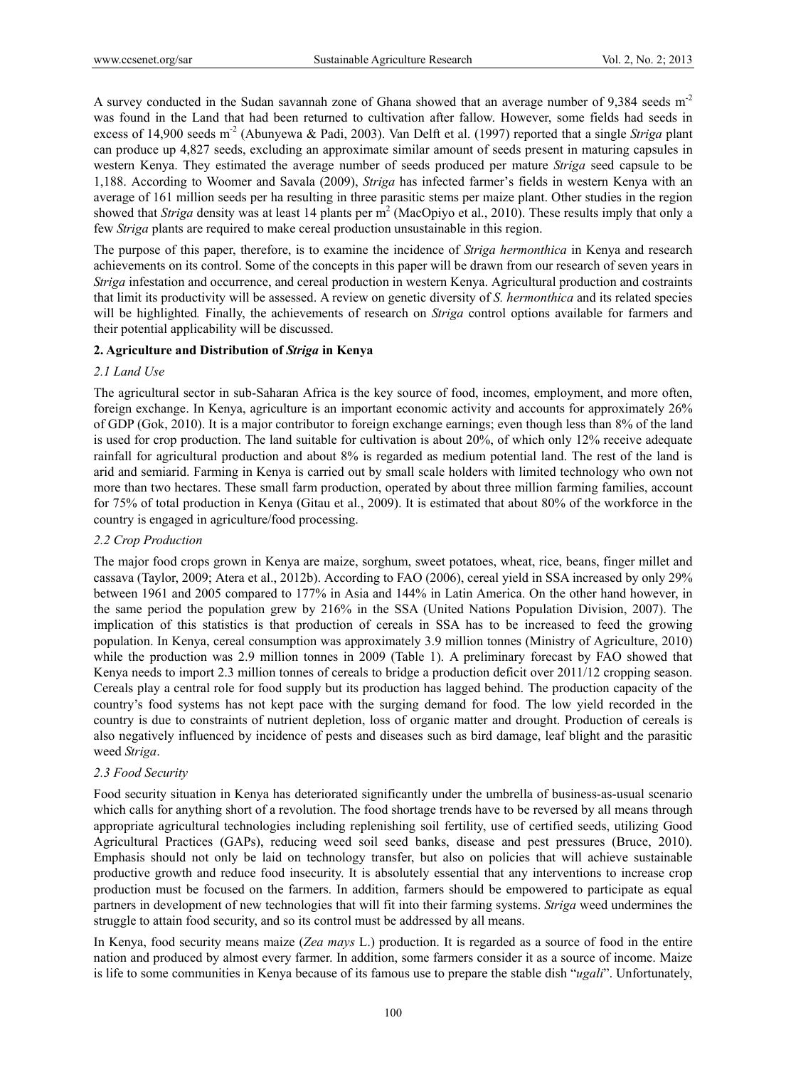A survey conducted in the Sudan savannah zone of Ghana showed that an average number of 9,384 seeds $m^{-2}$ was found in the Land that had been returned to cultivation after fallow. However, some fields had seeds in excess of 14,900 seeds $m^{-2}$ (Abunyewa & Padi, 2003). Van Delft et al. (1997) reported that a single *Striga* plant can produce up 4,827 seeds, excluding an approximate similar amount of seeds present in maturing capsules in western Kenya. They estimated the average number of seeds produced per mature *Striga* seed capsule to be 1,188. According to Woomer and Savala (2009), *Striga* has infected farmer's fields in western Kenya with an average of 161 million seeds per ha resulting in three parasitic stems per maize plant. Other studies in the region showed that *Striga* density was at least 14 plants per $m^2$ (MacOpiyo et al., 2010). These results imply that only a few *Striga* plants are required to make cereal production unsustainable in this region.

The purpose of this paper, therefore, is to examine the incidence of *Striga hermonthica* in Kenya and research achievements on its control. Some of the concepts in this paper will be drawn from our research of seven years in *Striga* infestation and occurrence, and cereal production in western Kenya. Agricultural production and costraints that limit its productivity will be assessed. A review on genetic diversity of *S. hermonthica* and its related species will be highlighted. Finally, the achievements of research on *Striga* control options available for farmers and their potential applicability will be discussed.

## 2. Agriculture and Distribution of *Striga* in Kenya

### 2.1 Land Use

The agricultural sector in sub-Saharan Africa is the key source of food, incomes, employment, and more often, foreign exchange. In Kenya, agriculture is an important economic activity and accounts for approximately 26% of GDP (Gok, 2010). It is a major contributor to foreign exchange earnings; even though less than 8% of the land is used for crop production. The land suitable for cultivation is about 20%, of which only 12% receive adequate rainfall for agricultural production and about 8% is regarded as medium potential land. The rest of the land is arid and semiarid. Farming in Kenya is carried out by small scale holders with limited technology who own not more than two hectares. These small farm production, operated by about three million farming families, account for 75% of total production in Kenya (Gitau et al., 2009). It is estimated that about 80% of the workforce in the country is engaged in agriculture/food processing.

### 2.2 Crop Production

The major food crops grown in Kenya are maize, sorghum, sweet potatoes, wheat, rice, beans, finger millet and cassava (Taylor, 2009; Atera et al., 2012b). According to FAO (2006), cereal yield in SSA increased by only 29% between 1961 and 2005 compared to 177% in Asia and 144% in Latin America. On the other hand however, in the same period the population grew by 216% in the SSA (United Nations Population Division, 2007). The implication of this statistics is that production of cereals in SSA has to be increased to feed the growing population. In Kenya, cereal consumption was approximately 3.9 million tonnes (Ministry of Agriculture, 2010) while the production was 2.9 million tonnes in 2009 (Table 1). A preliminary forecast by FAO showed that Kenya needs to import 2.3 million tonnes of cereals to bridge a production deficit over 2011/12 cropping season. Cereals play a central role for food supply but its production has lagged behind. The production capacity of the country's food systems has not kept pace with the surging demand for food. The low yield recorded in the country is due to constraints of nutrient depletion, loss of organic matter and drought. Production of cereals is also negatively influenced by incidence of pests and diseases such as bird damage, leaf blight and the parasitic weed *Striga*.

### 2.3 Food Security

Food security situation in Kenya has deteriorated significantly under the umbrella of business-as-usual scenario which calls for anything short of a revolution. The food shortage trends have to be reversed by all means through appropriate agricultural technologies including replenishing soil fertility, use of certified seeds, utilizing Good Agricultural Practices (GAPs), reducing weed soil seed banks, disease and pest pressures (Bruce, 2010). Emphasis should not only be laid on technology transfer, but also on policies that will achieve sustainable productive growth and reduce food insecurity. It is absolutely essential that any interventions to increase crop production must be focused on the farmers. In addition, farmers should be empowered to participate as equal partners in development of new technologies that will fit into their farming systems. *Striga* weed undermines the struggle to attain food security, and so its control must be addressed by all means.

In Kenya, food security means maize (*Zea mays* L.) production. It is regarded as a source of food in the entire nation and produced by almost every farmer. In addition, some farmers consider it as a source of income. Maize is life to some communities in Kenya because of its famous use to prepare the stable dish "*ugali*". Unfortunately,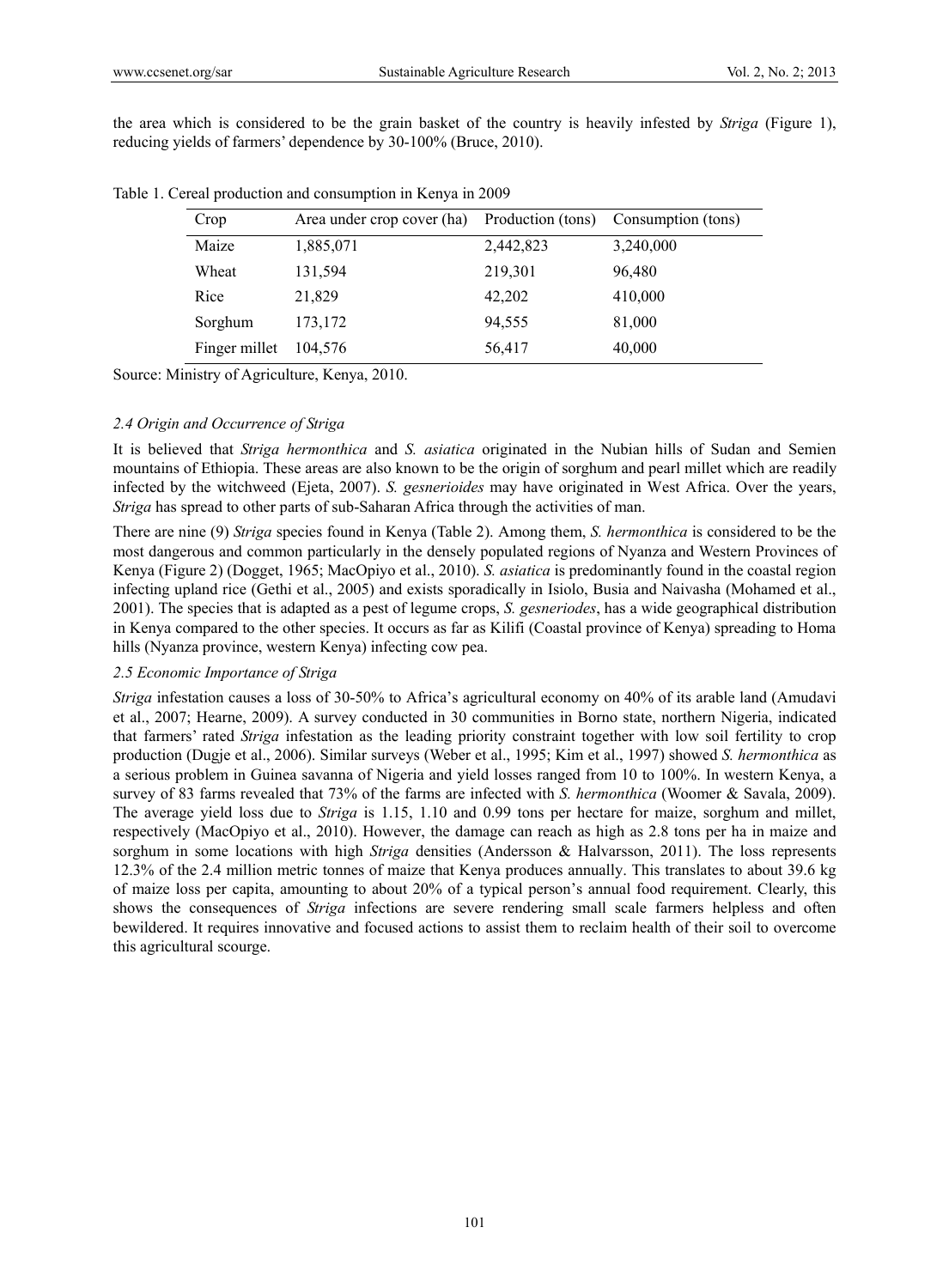the area which is considered to be the grain basket of the country is heavily infested by *Striga* (Figure 1), reducing yields of farmers' dependence by 30-100% (Bruce, 2010).

Table 1. Cereal production and consumption in Kenya in 2009

| Crop | Area under crop cover (ha) | Production (tons) | Consumption (tons) |
|---|---|---|---|
| Maize | 1,885,071 | 2,442,823 | 3,240,000 |
| Wheat | 131,594 | 219,301 | 96,480 |
| Rice | 21,829 | 42,202 | 410,000 |
| Sorghum | 173,172 | 94,555 | 81,000 |
| Finger millet | 104,576 | 56,417 | 40,000 |

Source: Ministry of Agriculture, Kenya, 2010.

### *2.4 Origin and Occurrence of Striga*

It is believed that *Striga hermonthica* and *S. asiatica* originated in the Nubian hills of Sudan and Semien mountains of Ethiopia. These areas are also known to be the origin of sorghum and pearl millet which are readily infected by the witchweed (Ejeta, 2007). *S. gesnerioides* may have originated in West Africa. Over the years, *Striga* has spread to other parts of sub-Saharan Africa through the activities of man.

There are nine (9) *Striga* species found in Kenya (Table 2). Among them, *S. hermonthica* is considered to be the most dangerous and common particularly in the densely populated regions of Nyanza and Western Provinces of Kenya (Figure 2) (Dogget, 1965; MacOpiyo et al., 2010). *S. asiatica* is predominantly found in the coastal region infecting upland rice (Gethi et al., 2005) and exists sporadically in Isiolo, Busia and Naivasha (Mohamed et al., 2001). The species that is adapted as a pest of legume crops, *S. gesneriodes*, has a wide geographical distribution in Kenya compared to the other species. It occurs as far as Kilifi (Coastal province of Kenya) spreading to Homa hills (Nyanza province, western Kenya) infecting cow pea.

### *2.5 Economic Importance of Striga*

*Striga* infestation causes a loss of 30-50% to Africa's agricultural economy on 40% of its arable land (Amudavi et al., 2007; Hearne, 2009). A survey conducted in 30 communities in Borno state, northern Nigeria, indicated that farmers' rated *Striga* infestation as the leading priority constraint together with low soil fertility to crop production (Dugje et al., 2006). Similar surveys (Weber et al., 1995; Kim et al., 1997) showed *S. hermonthica* as a serious problem in Guinea savanna of Nigeria and yield losses ranged from 10 to 100%. In western Kenya, a survey of 83 farms revealed that 73% of the farms are infected with *S. hermonthica* (Woomer & Savala, 2009). The average yield loss due to *Striga* is 1.15, 1.10 and 0.99 tons per hectare for maize, sorghum and millet, respectively (MacOpiyo et al., 2010). However, the damage can reach as high as 2.8 tons per ha in maize and sorghum in some locations with high *Striga* densities (Andersson & Halvarsson, 2011). The loss represents 12.3% of the 2.4 million metric tonnes of maize that Kenya produces annually. This translates to about 39.6 kg of maize loss per capita, amounting to about 20% of a typical person's annual food requirement. Clearly, this shows the consequences of *Striga* infections are severe rendering small scale farmers helpless and often bewildered. It requires innovative and focused actions to assist them to reclaim health of their soil to overcome this agricultural scourge.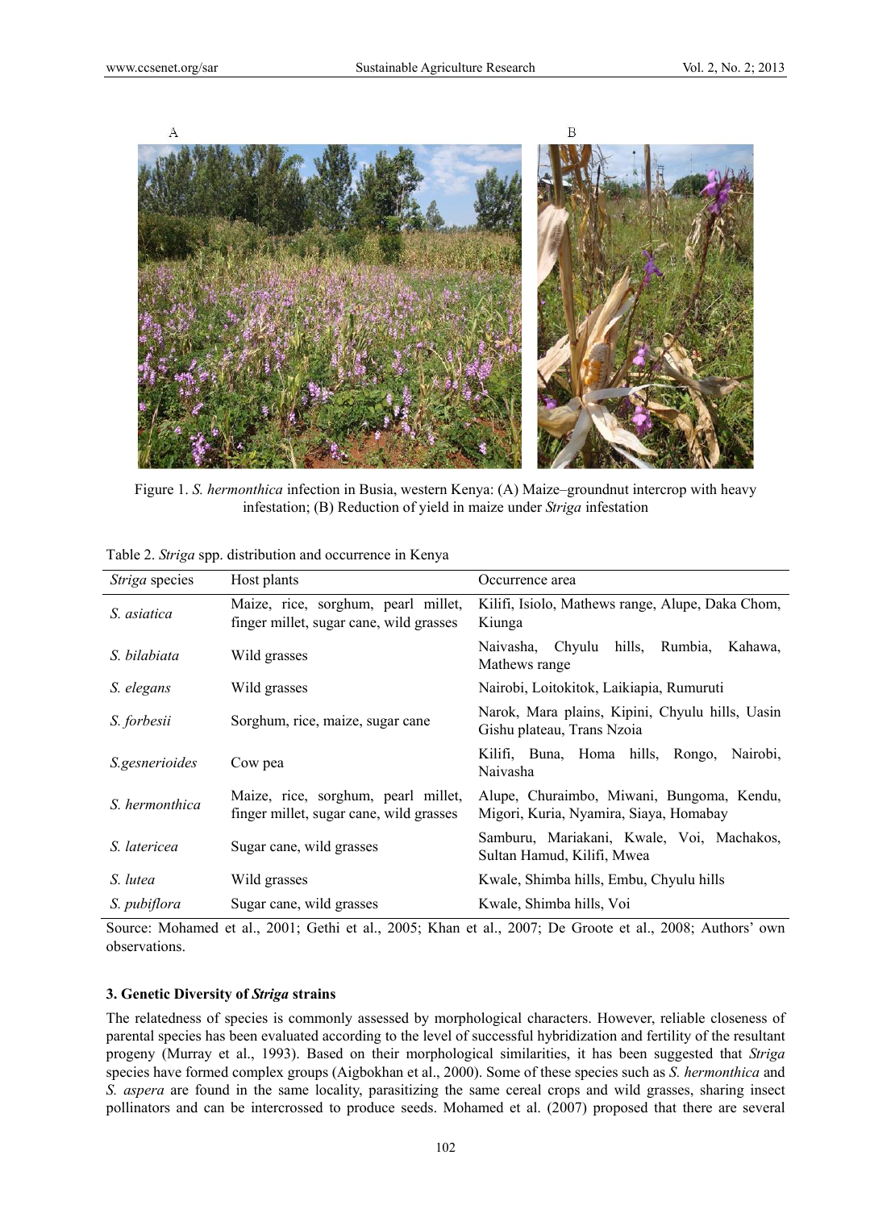Figure 1. *S. hermonthica* infection in Busia, western Kenya: (A) Maize–groundnut intercrop with heavy infestation; (B) Reduction of yield in maize under *Striga* infestation

Table 2. *Striga* spp. distribution and occurrence in Kenya

| *Striga* species | Host plants | Occurrence area |
|---|---|---|
| *S. asiatica* | Maize, rice, sorghum, pearl millet, finger millet, sugar cane, wild grasses | Kilifi, Isiolo, Mathews range, Alupe, Daka Chom, Kiunga |
| *S. bilabiata* | Wild grasses | Naivasha, Chyulu hills, Rumbia, Kahawa, Mathews range |
| *S. elegans* | Wild grasses | Nairobi, Loitokitok, Laikiapia, Rumuruti |
| *S. forbesii* | Sorghum, rice, maize, sugar cane | Narok, Mara plains, Kipini, Chyulu hills, Uasin Gishu plateau, Trans Nzoia |
| *S.gesnerioides* | Cow pea | Kilifi, Buna, Homa hills, Rongo, Nairobi, Naivasha |
| *S. hermonthica* | Maize, rice, sorghum, pearl millet, finger millet, sugar cane, wild grasses | Alupe, Churaimbo, Miwani, Bungoma, Kendu, Migori, Kuria, Nyamira, Siaya, Homabay |
| *S. latericea* | Sugar cane, wild grasses | Samburu, Mariakani, Kwale, Voi, Machakos, Sultan Hamud, Kilifi, Mwea |
| *S. lutea* | Wild grasses | Kwale, Shimba hills, Embu, Chyulu hills |
| *S. pubiflora* | Sugar cane, wild grasses | Kwale, Shimba hills, Voi |

Source: Mohamed et al., 2001; Gethi et al., 2005; Khan et al., 2007; De Groote et al., 2008; Authors' own observations.

### 3. Genetic Diversity of *Striga* strains

The relatedness of species is commonly assessed by morphological characters. However, reliable closeness of parental species has been evaluated according to the level of successful hybridization and fertility of the resultant progeny (Murray et al., 1993). Based on their morphological similarities, it has been suggested that *Striga* species have formed complex groups (Aigbokhan et al., 2000). Some of these species such as *S. hermonthica* and *S. aspera* are found in the same locality, parasitizing the same cereal crops and wild grasses, sharing insect pollinators and can be intercrossed to produce seeds. Mohamed et al. (2007) proposed that there are several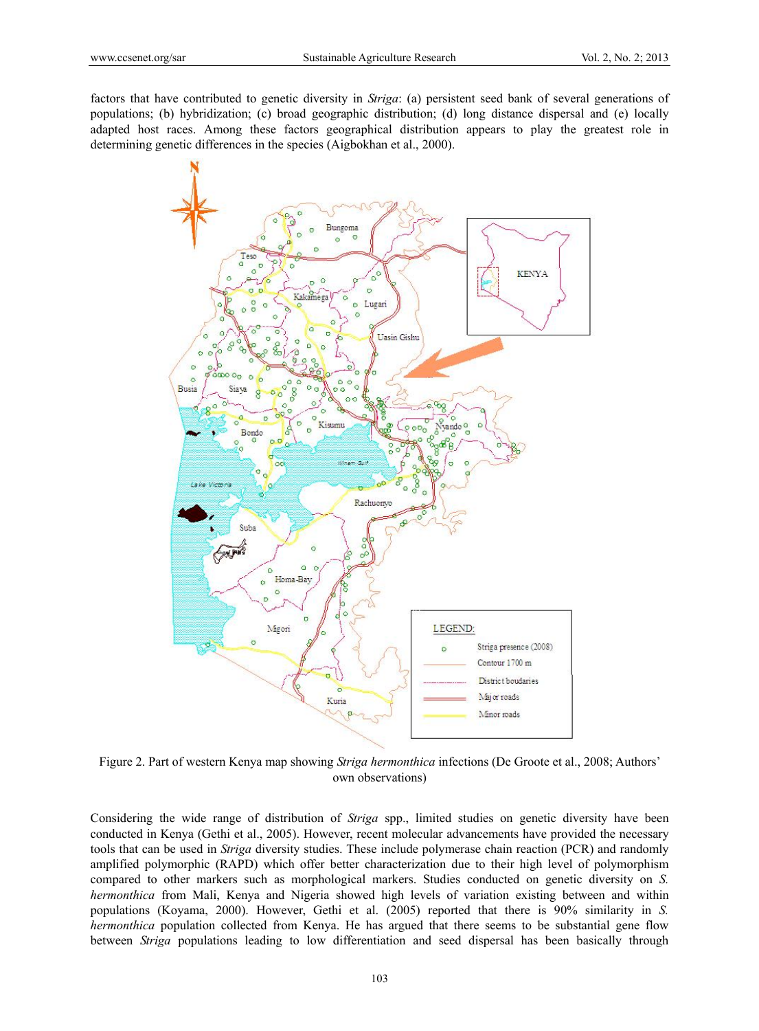factors that have contributed to genetic diversity in *Striga*: (a) persistent seed bank of several generations of populations; (b) hybridization; (c) broad geographic distribution; (d) long distance dispersal and (e) locally adapted host races. Among these factors geographical distribution appears to play the greatest role in determining genetic differences in the species (Aigbokhan et al., 2000).

Figure 2. Part of western Kenya map showing *Striga hermonthica* infections (De Groote et al., 2008; Authors' own observations)

Considering the wide range of distribution of *Striga* spp., limited studies on genetic diversity have been conducted in Kenya (Gethi et al., 2005). However, recent molecular advancements have provided the necessary tools that can be used in *Striga* diversity studies. These include polymerase chain reaction (PCR) and randomly amplified polymorphic (RAPD) which offer better characterization due to their high level of polymorphism compared to other markers such as morphological markers. Studies conducted on genetic diversity on *S. hermonthica* from Mali, Kenya and Nigeria showed high levels of variation existing between and within populations (Koyama, 2000). However, Gethi et al. (2005) reported that there is 90% similarity in *S. hermonthica* population collected from Kenya. He has argued that there seems to be substantial gene flow between *Striga* populations leading to low differentiation and seed dispersal has been basically through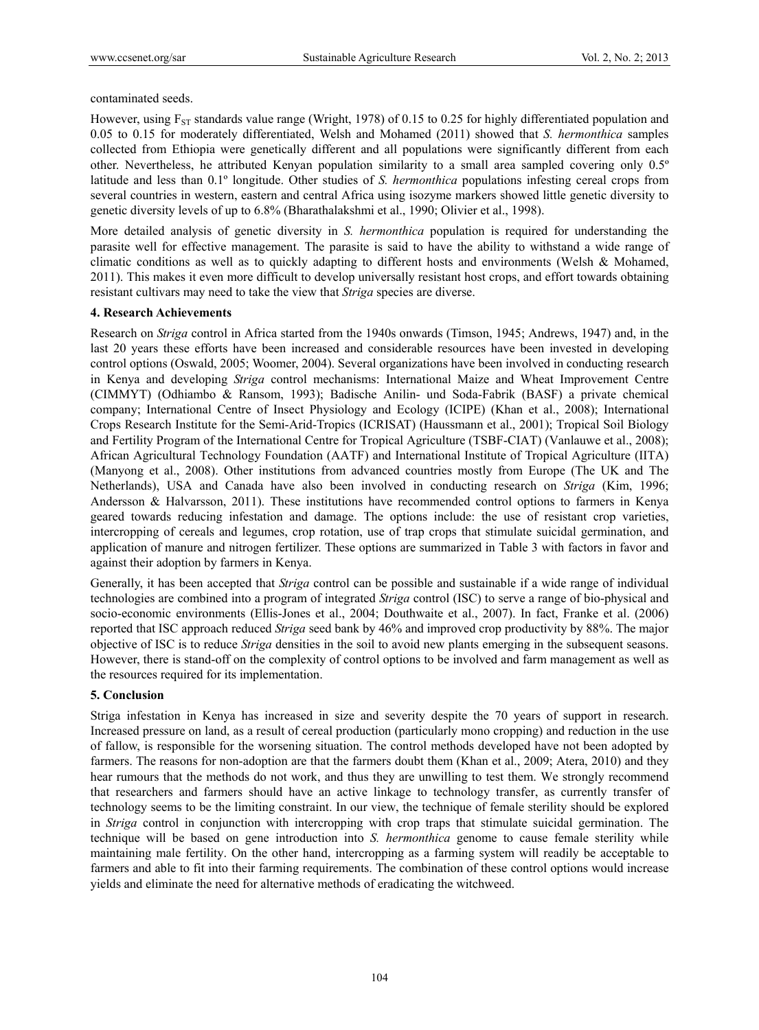contaminated seeds.

However, using $F_{ST}$ standards value range (Wright, 1978) of 0.15 to 0.25 for highly differentiated population and 0.05 to 0.15 for moderately differentiated, Welsh and Mohamed (2011) showed that *S. hermonthica* samples collected from Ethiopia were genetically different and all populations were significantly different from each other. Nevertheless, he attributed Kenyan population similarity to a small area sampled covering only 0.5º latitude and less than 0.1º longitude. Other studies of *S. hermonthica* populations infesting cereal crops from several countries in western, eastern and central Africa using isozyme markers showed little genetic diversity to genetic diversity levels of up to 6.8% (Bharathalakshmi et al., 1990; Olivier et al., 1998).

More detailed analysis of genetic diversity in *S. hermonthica* population is required for understanding the parasite well for effective management. The parasite is said to have the ability to withstand a wide range of climatic conditions as well as to quickly adapting to different hosts and environments (Welsh & Mohamed, 2011). This makes it even more difficult to develop universally resistant host crops, and effort towards obtaining resistant cultivars may need to take the view that *Striga* species are diverse.

## 4. Research Achievements

Research on *Striga* control in Africa started from the 1940s onwards (Timson, 1945; Andrews, 1947) and, in the last 20 years these efforts have been increased and considerable resources have been invested in developing control options (Oswald, 2005; Woomer, 2004). Several organizations have been involved in conducting research in Kenya and developing *Striga* control mechanisms: International Maize and Wheat Improvement Centre (CIMMYT) (Odhiambo & Ransom, 1993); Badische Anilin- und Soda-Fabrik (BASF) a private chemical company; International Centre of Insect Physiology and Ecology (ICIPE) (Khan et al., 2008); International Crops Research Institute for the Semi-Arid-Tropics (ICRISAT) (Haussmann et al., 2001); Tropical Soil Biology and Fertility Program of the International Centre for Tropical Agriculture (TSBF-CIAT) (Vanlauwe et al., 2008); African Agricultural Technology Foundation (AATF) and International Institute of Tropical Agriculture (IITA) (Manyong et al., 2008). Other institutions from advanced countries mostly from Europe (The UK and The Netherlands), USA and Canada have also been involved in conducting research on *Striga* (Kim, 1996; Andersson & Halvarsson, 2011). These institutions have recommended control options to farmers in Kenya geared towards reducing infestation and damage. The options include: the use of resistant crop varieties, intercropping of cereals and legumes, crop rotation, use of trap crops that stimulate suicidal germination, and application of manure and nitrogen fertilizer. These options are summarized in Table 3 with factors in favor and against their adoption by farmers in Kenya.

Generally, it has been accepted that *Striga* control can be possible and sustainable if a wide range of individual technologies are combined into a program of integrated *Striga* control (ISC) to serve a range of bio-physical and socio-economic environments (Ellis-Jones et al., 2004; Douthwaite et al., 2007). In fact, Franke et al. (2006) reported that ISC approach reduced *Striga* seed bank by 46% and improved crop productivity by 88%. The major objective of ISC is to reduce *Striga* densities in the soil to avoid new plants emerging in the subsequent seasons. However, there is stand-off on the complexity of control options to be involved and farm management as well as the resources required for its implementation.

## 5. Conclusion

Striga infestation in Kenya has increased in size and severity despite the 70 years of support in research. Increased pressure on land, as a result of cereal production (particularly mono cropping) and reduction in the use of fallow, is responsible for the worsening situation. The control methods developed have not been adopted by farmers. The reasons for non-adoption are that the farmers doubt them (Khan et al., 2009; Atera, 2010) and they hear rumours that the methods do not work, and thus they are unwilling to test them. We strongly recommend that researchers and farmers should have an active linkage to technology transfer, as currently transfer of technology seems to be the limiting constraint. In our view, the technique of female sterility should be explored in *Striga* control in conjunction with intercropping with crop traps that stimulate suicidal germination. The technique will be based on gene introduction into *S. hermonthica* genome to cause female sterility while maintaining male fertility. On the other hand, intercropping as a farming system will readily be acceptable to farmers and able to fit into their farming requirements. The combination of these control options would increase yields and eliminate the need for alternative methods of eradicating the witchweed.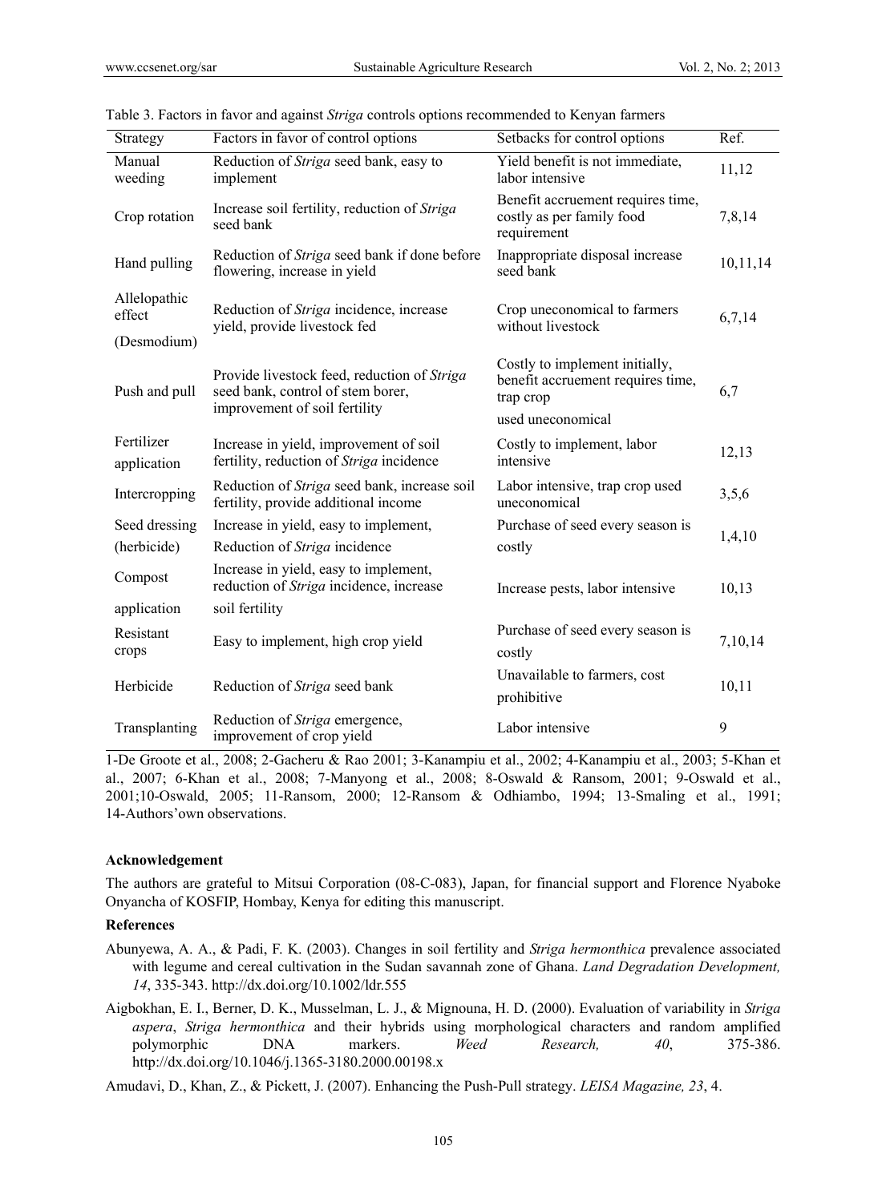Table 3. Factors in favor and against *Striga* controls options recommended to Kenyan farmers

| Strategy | Factors in favor of control options | Setbacks for control options | Ref. |
|---|---|---|---|
| Manual weeding | Reduction of *Striga* seed bank, easy to implement | Yield benefit is not immediate, labor intensive | 11,12 |
| Crop rotation | Increase soil fertility, reduction of *Striga* seed bank | Benefit accruement requires time, costly as per family food requirement | 7,8,14 |
| Hand pulling | Reduction of *Striga* seed bank if done before flowering, increase in yield | Inappropriate disposal increase seed bank | 10,11,14 |
| Allelopathic effect (Desmodium) | Reduction of *Striga* incidence, increase yield, provide livestock fed | Crop uneconomical to farmers without livestock | 6,7,14 |
| Push and pull | Provide livestock feed, reduction of *Striga* seed bank, control of stem borer, improvement of soil fertility | Costly to implement initially, benefit accruement requires time, trap crop used uneconomical | 6,7 |
| Fertilizer application | Increase in yield, improvement of soil fertility, reduction of *Striga* incidence | Costly to implement, labor intensive | 12,13 |
| Intercropping | Reduction of *Striga* seed bank, increase soil fertility, provide additional income | Labor intensive, trap crop used uneconomical | 3,5,6 |
| Seed dressing (herbicide) | Increase in yield, easy to implement, Reduction of *Striga* incidence | Purchase of seed every season is costly | 1,4,10 |
| Compost application | Increase in yield, easy to implement, reduction of *Striga* incidence, increase soil fertility | Increase pests, labor intensive | 10,13 |
| Resistant crops | Easy to implement, high crop yield | Purchase of seed every season is costly | 7,10,14 |
| Herbicide | Reduction of *Striga* seed bank | Unavailable to farmers, cost prohibitive | 10,11 |
| Transplanting | Reduction of *Striga* emergence, improvement of crop yield | Labor intensive | 9 |

1-De Groote et al., 2008; 2-Gacheru & Rao 2001; 3-Kanampiu et al., 2002; 4-Kanampiu et al., 2003; 5-Khan et al., 2007; 6-Khan et al., 2008; 7-Manyong et al., 2008; 8-Oswald & Ransom, 2001; 9-Oswald et al., 2001;10-Oswald, 2005; 11-Ransom, 2000; 12-Ransom & Odhiambo, 1994; 13-Smaling et al., 1991; 14-Authors'own observations.

**Acknowledgement**

The authors are grateful to Mitsui Corporation (08-C-083), Japan, for financial support and Florence Nyaboke Onyancha of KOSFIP, Hombay, Kenya for editing this manuscript.

**References**

Abunyewa, A. A., & Padi, F. K. (2003). Changes in soil fertility and *Striga hermonthica* prevalence associated with legume and cereal cultivation in the Sudan savannah zone of Ghana. *Land Degradation Development, 14*, 335-343. http://dx.doi.org/10.1002/ldr.555

Aigbokhan, E. I., Berner, D. K., Musselman, L. J., & Mignouna, H. D. (2000). Evaluation of variability in *Striga aspera*, *Striga hermonthica* and their hybrids using morphological characters and random amplified polymorphic DNA markers. *Weed Research, 40*, 375-386. http://dx.doi.org/10.1046/j.1365-3180.2000.00198.x

Amudavi, D., Khan, Z., & Pickett, J. (2007). Enhancing the Push-Pull strategy. *LEISA Magazine, 23*, 4.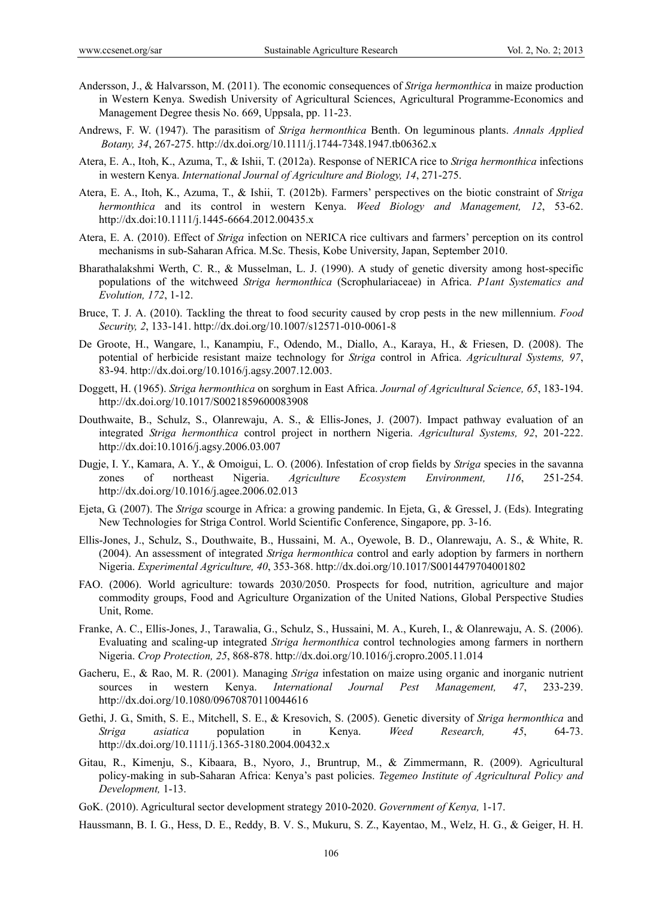Andersson, J., & Halvarsson, M. (2011). The economic consequences of *Striga hermonthica* in maize production in Western Kenya. Swedish University of Agricultural Sciences, Agricultural Programme-Economics and Management Degree thesis No. 669, Uppsala, pp. 11-23.

Andrews, F. W. (1947). The parasitism of *Striga hermonthica* Benth. On leguminous plants. *Annals Applied Botany, 34*, 267-275. http://dx.doi.org/10.1111/j.1744-7348.1947.tb06362.x

Atera, E. A., Itoh, K., Azuma, T., & Ishii, T. (2012a). Response of NERICA rice to *Striga hermonthica* infections in western Kenya. *International Journal of Agriculture and Biology, 14*, 271-275.

Atera, E. A., Itoh, K., Azuma, T., & Ishii, T. (2012b). Farmers' perspectives on the biotic constraint of *Striga hermonthica* and its control in western Kenya. *Weed Biology and Management, 12*, 53-62. http://dx.doi:10.1111/j.1445-6664.2012.00435.x

Atera, E. A. (2010). Effect of *Striga* infection on NERICA rice cultivars and farmers' perception on its control mechanisms in sub-Saharan Africa. M.Sc. Thesis, Kobe University, Japan, September 2010.

Bharathalakshmi Werth, C. R., & Musselman, L. J. (1990). A study of genetic diversity among host-specific populations of the witchweed *Striga hermonthica* (Scrophulariaceae) in Africa. *P1ant Systematics and Evolution, 172*, 1-12.

Bruce, T. J. A. (2010). Tackling the threat to food security caused by crop pests in the new millennium. *Food Security, 2*, 133-141. http://dx.doi.org/10.1007/s12571-010-0061-8

De Groote, H., Wangare, l., Kanampiu, F., Odendo, M., Diallo, A., Karaya, H., & Friesen, D. (2008). The potential of herbicide resistant maize technology for *Striga* control in Africa. *Agricultural Systems, 97*, 83-94. http://dx.doi.org/10.1016/j.agsy.2007.12.003.

Doggett, H. (1965). *Striga hermonthica* on sorghum in East Africa. *Journal of Agricultural Science, 65*, 183-194. http://dx.doi.org/10.1017/S0021859600083908

Douthwaite, B., Schulz, S., Olanrewaju, A. S., & Ellis-Jones, J. (2007). Impact pathway evaluation of an integrated *Striga hermonthica* control project in northern Nigeria. *Agricultural Systems, 92*, 201-222. http://dx.doi:10.1016/j.agsy.2006.03.007

Dugje, I. Y., Kamara, A. Y., & Omoigui, L. O. (2006). Infestation of crop fields by *Striga* species in the savanna zones of northeast Nigeria. *Agriculture Ecosystem Environment, 116*, 251-254. http://dx.doi.org/10.1016/j.agee.2006.02.013

Ejeta, G. (2007). The *Striga* scourge in Africa: a growing pandemic. In Ejeta, G., & Gressel, J. (Eds). Integrating New Technologies for Striga Control. World Scientific Conference, Singapore, pp. 3-16.

Ellis-Jones, J., Schulz, S., Douthwaite, B., Hussaini, M. A., Oyewole, B. D., Olanrewaju, A. S., & White, R. (2004). An assessment of integrated *Striga hermonthica* control and early adoption by farmers in northern Nigeria. *Experimental Agriculture, 40*, 353-368. http://dx.doi.org/10.1017/S0014479704001802

FAO. (2006). World agriculture: towards 2030/2050. Prospects for food, nutrition, agriculture and major commodity groups, Food and Agriculture Organization of the United Nations, Global Perspective Studies Unit, Rome.

Franke, A. C., Ellis-Jones, J., Tarawalia, G., Schulz, S., Hussaini, M. A., Kureh, I., & Olanrewaju, A. S. (2006). Evaluating and scaling-up integrated *Striga hermonthica* control technologies among farmers in northern Nigeria. *Crop Protection, 25*, 868-878. http://dx.doi.org/10.1016/j.cropro.2005.11.014

Gacheru, E., & Rao, M. R. (2001). Managing *Striga* infestation on maize using organic and inorganic nutrient sources in western Kenya. *International Journal Pest Management, 47*, 233-239. http://dx.doi.org/10.1080/09670870110044616

Gethi, J. G., Smith, S. E., Mitchell, S. E., & Kresovich, S. (2005). Genetic diversity of *Striga hermonthica* and *Striga asiatica* population in Kenya. *Weed Research, 45*, 64-73. http://dx.doi.org/10.1111/j.1365-3180.2004.00432.x

Gitau, R., Kimenju, S., Kibaara, B., Nyoro, J., Bruntrup, M., & Zimmermann, R. (2009). Agricultural policy-making in sub-Saharan Africa: Kenya's past policies. *Tegemeo Institute of Agricultural Policy and Development,* 1-13.

GoK. (2010). Agricultural sector development strategy 2010-2020. *Government of Kenya,* 1-17.

Haussmann, B. I. G., Hess, D. E., Reddy, B. V. S., Mukuru, S. Z., Kayentao, M., Welz, H. G., & Geiger, H. H.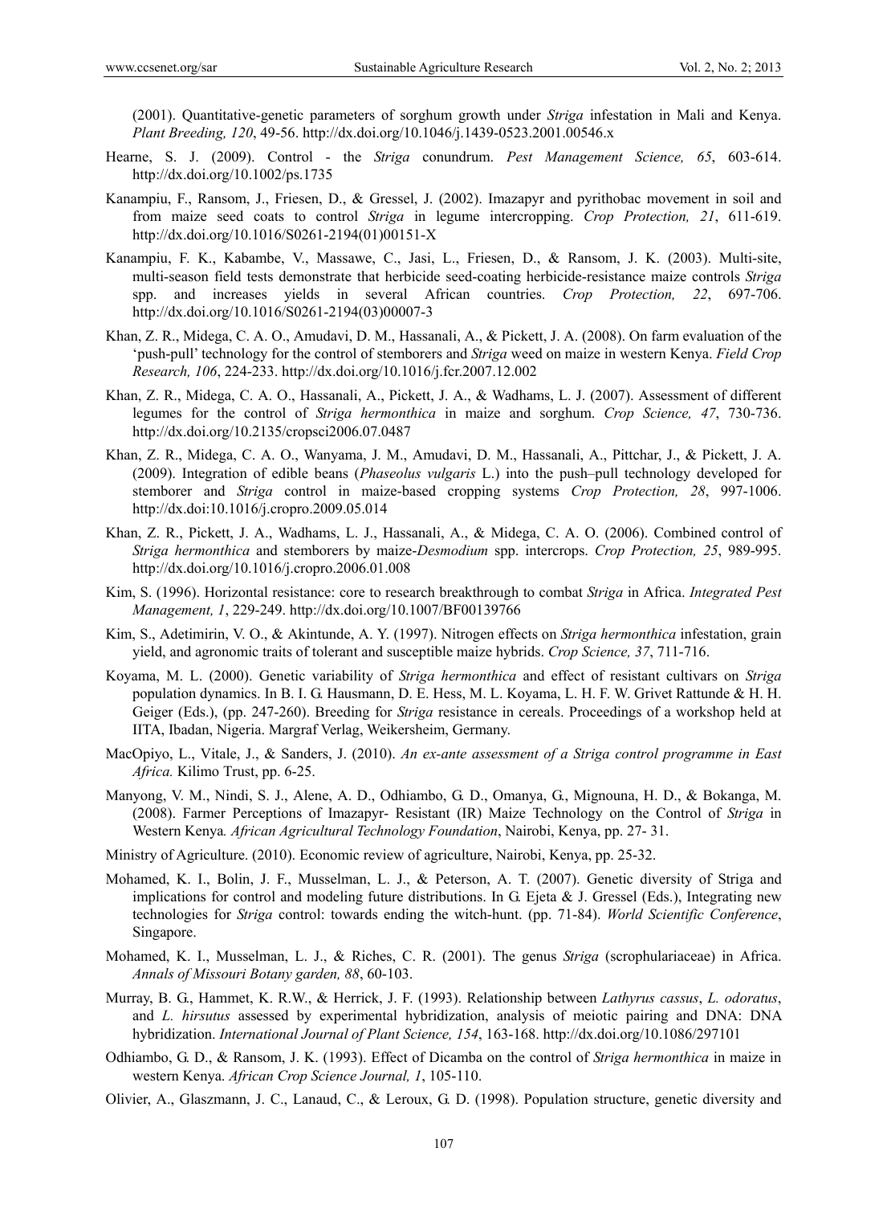(2001). Quantitative-genetic parameters of sorghum growth under *Striga* infestation in Mali and Kenya. *Plant Breeding, 120*, 49-56. http://dx.doi.org/10.1046/j.1439-0523.2001.00546.x

Hearne, S. J. (2009). Control - the *Striga* conundrum. *Pest Management Science, 65*, 603-614. http://dx.doi.org/10.1002/ps.1735

Kanampiu, F., Ransom, J., Friesen, D., & Gressel, J. (2002). Imazapyr and pyrithobac movement in soil and from maize seed coats to control *Striga* in legume intercropping. *Crop Protection, 21*, 611-619. http://dx.doi.org/10.1016/S0261-2194(01)00151-X

Kanampiu, F. K., Kabambe, V., Massawe, C., Jasi, L., Friesen, D., & Ransom, J. K. (2003). Multi-site, multi-season field tests demonstrate that herbicide seed-coating herbicide-resistance maize controls *Striga* spp. and increases yields in several African countries. *Crop Protection, 22*, 697-706. http://dx.doi.org/10.1016/S0261-2194(03)00007-3

Khan, Z. R., Midega, C. A. O., Amudavi, D. M., Hassanali, A., & Pickett, J. A. (2008). On farm evaluation of the 'push-pull' technology for the control of stemborers and *Striga* weed on maize in western Kenya. *Field Crop Research, 106*, 224-233. http://dx.doi.org/10.1016/j.fcr.2007.12.002

Khan, Z. R., Midega, C. A. O., Hassanali, A., Pickett, J. A., & Wadhams, L. J. (2007). Assessment of different legumes for the control of *Striga hermonthica* in maize and sorghum. *Crop Science, 47*, 730-736. http://dx.doi.org/10.2135/cropsci2006.07.0487

Khan, Z. R., Midega, C. A. O., Wanyama, J. M., Amudavi, D. M., Hassanali, A., Pittchar, J., & Pickett, J. A. (2009). Integration of edible beans (*Phaseolus vulgaris* L.) into the push–pull technology developed for stemborer and *Striga* control in maize-based cropping systems *Crop Protection, 28*, 997-1006. http://dx.doi:10.1016/j.cropro.2009.05.014

Khan, Z. R., Pickett, J. A., Wadhams, L. J., Hassanali, A., & Midega, C. A. O. (2006). Combined control of *Striga hermonthica* and stemborers by maize-*Desmodium* spp. intercrops. *Crop Protection, 25*, 989-995. http://dx.doi.org/10.1016/j.cropro.2006.01.008

Kim, S. (1996). Horizontal resistance: core to research breakthrough to combat *Striga* in Africa. *Integrated Pest Management, 1*, 229-249. http://dx.doi.org/10.1007/BF00139766

Kim, S., Adetimirin, V. O., & Akintunde, A. Y. (1997). Nitrogen effects on *Striga hermonthica* infestation, grain yield, and agronomic traits of tolerant and susceptible maize hybrids. *Crop Science, 37*, 711-716.

Koyama, M. L. (2000). Genetic variability of *Striga hermonthica* and effect of resistant cultivars on *Striga* population dynamics. In B. I. G. Hausmann, D. E. Hess, M. L. Koyama, L. H. F. W. Grivet Rattunde & H. H. Geiger (Eds.), (pp. 247-260). Breeding for *Striga* resistance in cereals. Proceedings of a workshop held at IITA, Ibadan, Nigeria. Margraf Verlag, Weikersheim, Germany.

MacOpiyo, L., Vitale, J., & Sanders, J. (2010). *An ex-ante assessment of a Striga control programme in East Africa.* Kilimo Trust, pp. 6-25.

Manyong, V. M., Nindi, S. J., Alene, A. D., Odhiambo, G. D., Omanya, G., Mignouna, H. D., & Bokanga, M. (2008). Farmer Perceptions of Imazapyr- Resistant (IR) Maize Technology on the Control of *Striga* in Western Kenya*. African Agricultural Technology Foundation*, Nairobi, Kenya, pp. 27- 31.

Ministry of Agriculture. (2010). Economic review of agriculture, Nairobi, Kenya, pp. 25-32.

Mohamed, K. I., Bolin, J. F., Musselman, L. J., & Peterson, A. T. (2007). Genetic diversity of Striga and implications for control and modeling future distributions. In G. Ejeta & J. Gressel (Eds.), Integrating new technologies for *Striga* control: towards ending the witch-hunt. (pp. 71-84). *World Scientific Conference*, Singapore.

Mohamed, K. I., Musselman, L. J., & Riches, C. R. (2001). The genus *Striga* (scrophulariaceae) in Africa. *Annals of Missouri Botany garden, 88*, 60-103.

Murray, B. G., Hammet, K. R.W., & Herrick, J. F. (1993). Relationship between *Lathyrus cassus*, *L. odoratus*, and *L. hirsutus* assessed by experimental hybridization, analysis of meiotic pairing and DNA: DNA hybridization. *International Journal of Plant Science, 154*, 163-168. http://dx.doi.org/10.1086/297101

Odhiambo, G. D., & Ransom, J. K. (1993). Effect of Dicamba on the control of *Striga hermonthica* in maize in western Kenya. *African Crop Science Journal, 1*, 105-110.

Olivier, A., Glaszmann, J. C., Lanaud, C., & Leroux, G. D. (1998). Population structure, genetic diversity and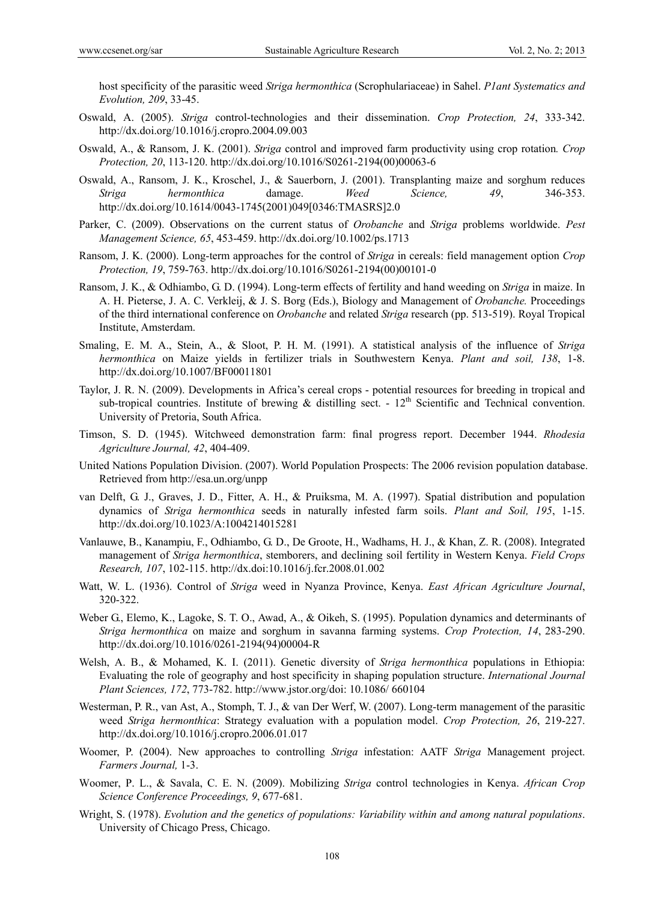host specificity of the parasitic weed *Striga hermonthica* (Scrophulariaceae) in Sahel. *P1ant Systematics and Evolution, 209*, 33-45.

Oswald, A. (2005). *Striga* control-technologies and their dissemination. *Crop Protection, 24*, 333-342. http://dx.doi.org/10.1016/j.cropro.2004.09.003

Oswald, A., & Ransom, J. K. (2001). *Striga* control and improved farm productivity using crop rotation. *Crop Protection, 20*, 113-120. http://dx.doi.org/10.1016/S0261-2194(00)00063-6

Oswald, A., Ransom, J. K., Kroschel, J., & Sauerborn, J. (2001). Transplanting maize and sorghum reduces *Striga hermonthica* damage. *Weed Science, 49*, 346-353. http://dx.doi.org/10.1614/0043-1745(2001)049[0346:TMASRS]2.0

Parker, C. (2009). Observations on the current status of *Orobanche* and *Striga* problems worldwide. *Pest Management Science, 65*, 453-459. http://dx.doi.org/10.1002/ps.1713

Ransom, J. K. (2000). Long-term approaches for the control of *Striga* in cereals: field management option *Crop Protection, 19*, 759-763. http://dx.doi.org/10.1016/S0261-2194(00)00101-0

Ransom, J. K., & Odhiambo, G. D. (1994). Long-term effects of fertility and hand weeding on *Striga* in maize. In A. H. Pieterse, J. A. C. Verkleij, & J. S. Borg (Eds.), Biology and Management of *Orobanche.* Proceedings of the third international conference on *Orobanche* and related *Striga* research (pp. 513-519). Royal Tropical Institute, Amsterdam.

Smaling, E. M. A., Stein, A., & Sloot, P. H. M. (1991). A statistical analysis of the influence of *Striga hermonthica* on Maize yields in fertilizer trials in Southwestern Kenya. *Plant and soil, 138*, 1-8. http://dx.doi.org/10.1007/BF00011801

Taylor, J. R. N. (2009). Developments in Africa's cereal crops - potential resources for breeding in tropical and sub-tropical countries. Institute of brewing & distilling sect. - 12th Scientific and Technical convention. University of Pretoria, South Africa.

Timson, S. D. (1945). Witchweed demonstration farm: final progress report. December 1944. *Rhodesia Agriculture Journal, 42*, 404-409.

United Nations Population Division. (2007). World Population Prospects: The 2006 revision population database. Retrieved from http://esa.un.org/unpp

van Delft, G. J., Graves, J. D., Fitter, A. H., & Pruiksma, M. A. (1997). Spatial distribution and population dynamics of *Striga hermonthica* seeds in naturally infested farm soils. *Plant and Soil, 195*, 1-15. http://dx.doi.org/10.1023/A:1004214015281

Vanlauwe, B., Kanampiu, F., Odhiambo, G. D., De Groote, H., Wadhams, H. J., & Khan, Z. R. (2008). Integrated management of *Striga hermonthica*, stemborers, and declining soil fertility in Western Kenya. *Field Crops Research, 107*, 102-115. http://dx.doi:10.1016/j.fcr.2008.01.002

Watt, W. L. (1936). Control of *Striga* weed in Nyanza Province, Kenya. *East African Agriculture Journal*, 320-322.

Weber G., Elemo, K., Lagoke, S. T. O., Awad, A., & Oikeh, S. (1995). Population dynamics and determinants of *Striga hermonthica* on maize and sorghum in savanna farming systems. *Crop Protection, 14*, 283-290. http://dx.doi.org/10.1016/0261-2194(94)00004-R

Welsh, A. B., & Mohamed, K. I. (2011). Genetic diversity of *Striga hermonthica* populations in Ethiopia: Evaluating the role of geography and host specificity in shaping population structure. *International Journal Plant Sciences, 172*, 773-782. http://www.jstor.org/doi: 10.1086/ 660104

Westerman, P. R., van Ast, A., Stomph, T. J., & van Der Werf, W. (2007). Long-term management of the parasitic weed *Striga hermonthica*: Strategy evaluation with a population model. *Crop Protection, 26*, 219-227. http://dx.doi.org/10.1016/j.cropro.2006.01.017

Woomer, P. (2004). New approaches to controlling *Striga* infestation: AATF *Striga* Management project. *Farmers Journal,* 1-3.

Woomer, P. L., & Savala, C. E. N. (2009). Mobilizing *Striga* control technologies in Kenya. *African Crop Science Conference Proceedings, 9*, 677-681.

Wright, S. (1978). *Evolution and the genetics of populations: Variability within and among natural populations*. University of Chicago Press, Chicago.